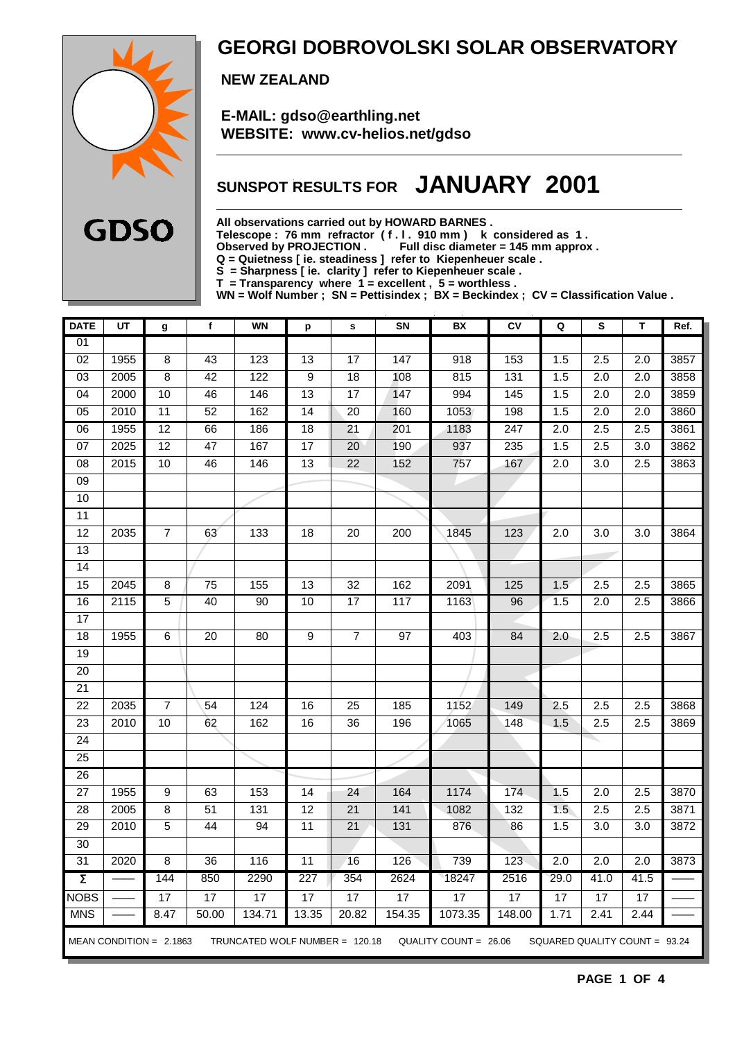# GEORGI DOBROVOLSKI SOLAR OBSERVATORY

**NEW ZEALAND**

**E-MAIL: gdso@earthling.net**
**WEBSITE: www.cv-helios.net/gdso**

GDSO

## SUNSPOT RESULTS FOR JANUARY 2001

**All observations carried out by HOWARD BARNES .**
**Telescope : 76 mm refractor ( f . l . 910 mm ) k considered as 1 .**
**Observed by PROJECTION . Full disc diameter = 145 mm approx .**
**Q = Quietness [ ie. steadiness ] refer to Kiepenheuer scale .**
**S = Sharpness [ ie. clarity ] refer to Kiepenheuer scale .**
**T = Transparency where 1 = excellent , 5 = worthless .**
**WN = Wolf Number ; SN = Pettisindex ; BX = Beckindex ; CV = Classification Value .**

| DATE | UT | g | f | WN | p | s | SN | BX | CV | Q | S | T | Ref. |
|---|---|---|---|---|---|---|---|---|---|---|---|---|---|
| 01 | | | | | | | | | | | | | |
| 02 | 1955 | 8 | 43 | 123 | 13 | 17 | 147 | 918 | 153 | 1.5 | 2.5 | 2.0 | 3857 |
| 03 | 2005 | 8 | 42 | 122 | 9 | 18 | 108 | 815 | 131 | 1.5 | 2.0 | 2.0 | 3858 |
| 04 | 2000 | 10 | 46 | 146 | 13 | 17 | 147 | 994 | 145 | 1.5 | 2.0 | 2.0 | 3859 |
| 05 | 2010 | 11 | 52 | 162 | 14 | 20 | 160 | 1053 | 198 | 1.5 | 2.0 | 2.0 | 3860 |
| 06 | 1955 | 12 | 66 | 186 | 18 | 21 | 201 | 1183 | 247 | 2.0 | 2.5 | 2.5 | 3861 |
| 07 | 2025 | 12 | 47 | 167 | 17 | 20 | 190 | 937 | 235 | 1.5 | 2.5 | 3.0 | 3862 |
| 08 | 2015 | 10 | 46 | 146 | 13 | 22 | 152 | 757 | 167 | 2.0 | 3.0 | 2.5 | 3863 |
| 09 | | | | | | | | | | | | | |
| 10 | | | | | | | | | | | | | |
| 11 | | | | | | | | | | | | | |
| 12 | 2035 | 7 | 63 | 133 | 18 | 20 | 200 | 1845 | 123 | 2.0 | 3.0 | 3.0 | 3864 |
| 13 | | | | | | | | | | | | | |
| 14 | | | | | | | | | | | | | |
| 15 | 2045 | 8 | 75 | 155 | 13 | 32 | 162 | 2091 | 125 | 1.5 | 2.5 | 2.5 | 3865 |
| 16 | 2115 | 5 | 40 | 90 | 10 | 17 | 117 | 1163 | 96 | 1.5 | 2.0 | 2.5 | 3866 |
| 17 | | | | | | | | | | | | | |
| 18 | 1955 | 6 | 20 | 80 | 9 | 7 | 97 | 403 | 84 | 2.0 | 2.5 | 2.5 | 3867 |
| 19 | | | | | | | | | | | | | |
| 20 | | | | | | | | | | | | | |
| 21 | | | | | | | | | | | | | |
| 22 | 2035 | 7 | 54 | 124 | 16 | 25 | 185 | 1152 | 149 | 2.5 | 2.5 | 2.5 | 3868 |
| 23 | 2010 | 10 | 62 | 162 | 16 | 36 | 196 | 1065 | 148 | 1.5 | 2.5 | 2.5 | 3869 |
| 24 | | | | | | | | | | | | | |
| 25 | | | | | | | | | | | | | |
| 26 | | | | | | | | | | | | | |
| 27 | 1955 | 9 | 63 | 153 | 14 | 24 | 164 | 1174 | 174 | 1.5 | 2.0 | 2.5 | 3870 |
| 28 | 2005 | 8 | 51 | 131 | 12 | 21 | 141 | 1082 | 132 | 1.5 | 2.5 | 2.5 | 3871 |
| 29 | 2010 | 5 | 44 | 94 | 11 | 21 | 131 | 876 | 86 | 1.5 | 3.0 | 3.0 | 3872 |
| 30 | | | | | | | | | | | | | |
| 31 | 2020 | 8 | 36 | 116 | 11 | 16 | 126 | 739 | 123 | 2.0 | 2.0 | 2.0 | 3873 |
| Σ | —— | 144 | 850 | 2290 | 227 | 354 | 2624 | 18247 | 2516 | 29.0 | 41.0 | 41.5 | —— |
| NOBS | —— | 17 | 17 | 17 | 17 | 17 | 17 | 17 | 17 | 17 | 17 | 17 | —— |
| MNS | —— | 8.47 | 50.00 | 134.71 | 13.35 | 20.82 | 154.35 | 1073.35 | 148.00 | 1.71 | 2.41 | 2.44 | —— |

MEAN CONDITION = 2.1863 TRUNCATED WOLF NUMBER = 120.18 QUALITY COUNT = 26.06 SQUARED QUALITY COUNT = 93.24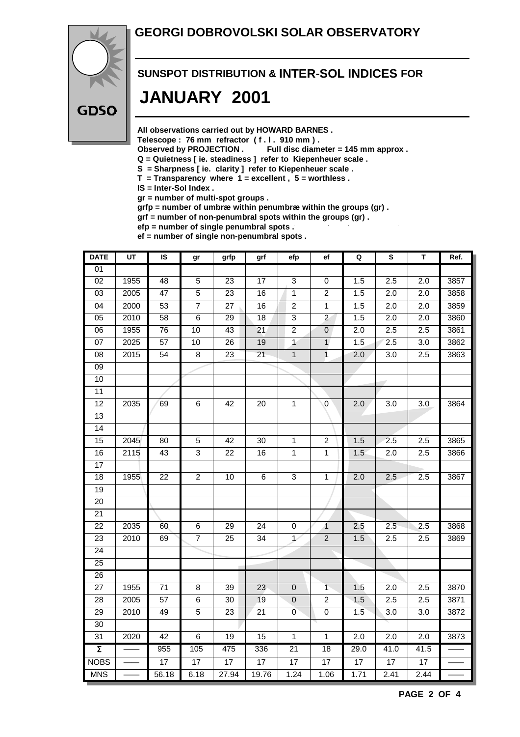# GEORGI DOBROVOLSKI SOLAR OBSERVATORY

GDSO

## SUNSPOT DISTRIBUTION & INTER-SOL INDICES FOR

# JANUARY 2001

**All observations carried out by HOWARD BARNES .**
**Telescope : 76 mm refractor ( f . l . 910 mm ) .**
**Observed by PROJECTION . Full disc diameter = 145 mm approx .**
**Q = Quietness [ ie. steadiness ] refer to Kiepenheuer scale .**
**S = Sharpness [ ie. clarity ] refer to Kiepenheuer scale .**
**T = Transparency where 1 = excellent , 5 = worthless .**
**IS = Inter-Sol Index .**
**gr = number of multi-spot groups .**
**grfp = number of umbræ within penumbræ within the groups (gr) .**
**grf = number of non-penumbral spots within the groups (gr) .**
**efp = number of single penumbral spots .**
**ef = number of single non-penumbral spots .**

| DATE | UT | IS | gr | grfp | grf | efp | ef | Q | S | T | Ref. |
|---|---|---|---|---|---|---|---|---|---|---|---|
| 01 | | | | | | | | | | | |
| 02 | 1955 | 48 | 5 | 23 | 17 | 3 | 0 | 1.5 | 2.5 | 2.0 | 3857 |
| 03 | 2005 | 47 | 5 | 23 | 16 | 1 | 2 | 1.5 | 2.0 | 2.0 | 3858 |
| 04 | 2000 | 53 | 7 | 27 | 16 | 2 | 1 | 1.5 | 2.0 | 2.0 | 3859 |
| 05 | 2010 | 58 | 6 | 29 | 18 | 3 | 2 | 1.5 | 2.0 | 2.0 | 3860 |
| 06 | 1955 | 76 | 10 | 43 | 21 | 2 | 0 | 2.0 | 2.5 | 2.5 | 3861 |
| 07 | 2025 | 57 | 10 | 26 | 19 | 1 | 1 | 1.5 | 2.5 | 3.0 | 3862 |
| 08 | 2015 | 54 | 8 | 23 | 21 | 1 | 1 | 2.0 | 3.0 | 2.5 | 3863 |
| 09 | | | | | | | | | | | |
| 10 | | | | | | | | | | | |
| 11 | | | | | | | | | | | |
| 12 | 2035 | 69 | 6 | 42 | 20 | 1 | 0 | 2.0 | 3.0 | 3.0 | 3864 |
| 13 | | | | | | | | | | | |
| 14 | | | | | | | | | | | |
| 15 | 2045 | 80 | 5 | 42 | 30 | 1 | 2 | 1.5 | 2.5 | 2.5 | 3865 |
| 16 | 2115 | 43 | 3 | 22 | 16 | 1 | 1 | 1.5 | 2.0 | 2.5 | 3866 |
| 17 | | | | | | | | | | | |
| 18 | 1955 | 22 | 2 | 10 | 6 | 3 | 1 | 2.0 | 2.5 | 2.5 | 3867 |
| 19 | | | | | | | | | | | |
| 20 | | | | | | | | | | | |
| 21 | | | | | | | | | | | |
| 22 | 2035 | 60 | 6 | 29 | 24 | 0 | 1 | 2.5 | 2.5 | 2.5 | 3868 |
| 23 | 2010 | 69 | 7 | 25 | 34 | 1 | 2 | 1.5 | 2.5 | 2.5 | 3869 |
| 24 | | | | | | | | | | | |
| 25 | | | | | | | | | | | |
| 26 | | | | | | | | | | | |
| 27 | 1955 | 71 | 8 | 39 | 23 | 0 | 1 | 1.5 | 2.0 | 2.5 | 3870 |
| 28 | 2005 | 57 | 6 | 30 | 19 | 0 | 2 | 1.5 | 2.5 | 2.5 | 3871 |
| 29 | 2010 | 49 | 5 | 23 | 21 | 0 | 0 | 1.5 | 3.0 | 3.0 | 3872 |
| 30 | | | | | | | | | | | |
| 31 | 2020 | 42 | 6 | 19 | 15 | 1 | 1 | 2.0 | 2.0 | 2.0 | 3873 |
| Σ | —— | 955 | 105 | 475 | 336 | 21 | 18 | 29.0 | 41.0 | 41.5 | —— |
| NOBS | —— | 17 | 17 | 17 | 17 | 17 | 17 | 17 | 17 | 17 | —— |
| MNS | —— | 56.18 | 6.18 | 27.94 | 19.76 | 1.24 | 1.06 | 1.71 | 2.41 | 2.44 | —— |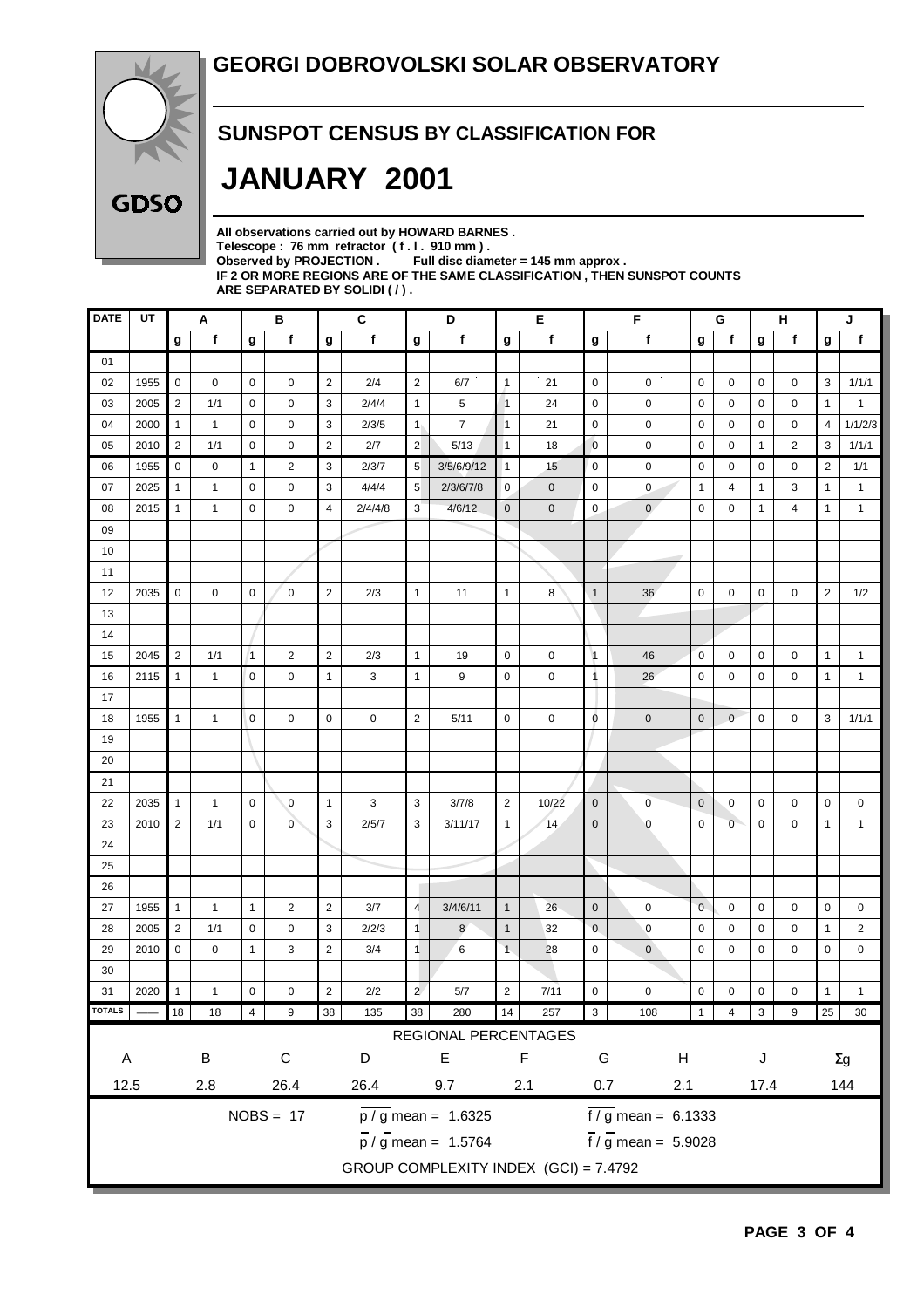# GEORGI DOBROVOLSKI SOLAR OBSERVATORY

GDSO

## SUNSPOT CENSUS BY CLASSIFICATION FOR

# JANUARY 2001

**All observations carried out by HOWARD BARNES .**
**Telescope : 76 mm refractor ( f . l . 910 mm ) .**
**Observed by PROJECTION . Full disc diameter = 145 mm approx .**
**IF 2 OR MORE REGIONS ARE OF THE SAME CLASSIFICATION , THEN SUNSPOT COUNTS ARE SEPARATED BY SOLIDI ( / ) .**

| DATE | UT | A | | B | | C | | D | | E | | F | | G | | H | | J | |
|---|---|---|---|---|---|---|---|---|---|---|---|---|---|---|---|---|---|---|---|
| | | g | f | g | f | g | f | g | f | g | f | g | f | g | f | g | f | g | f |
| 01 | | | | | | | | | | | | | | | | | | | |
| 02 | 1955 | 0 | 0 | 0 | 0 | 2 | 2/4 | 2 | 6/7 | 1 | 21 | 0 | 0 | 0 | 0 | 0 | 0 | 3 | 1/1/1 |
| 03 | 2005 | 2 | 1/1 | 0 | 0 | 3 | 2/4/4 | 1 | 5 | 1 | 24 | 0 | 0 | 0 | 0 | 0 | 0 | 1 | 1 |
| 04 | 2000 | 1 | 1 | 0 | 0 | 3 | 2/3/5 | 1 | 7 | 1 | 21 | 0 | 0 | 0 | 0 | 0 | 0 | 4 | 1/1/2/3 |
| 05 | 2010 | 2 | 1/1 | 0 | 0 | 2 | 2/7 | 2 | 5/13 | 1 | 18 | 0 | 0 | 0 | 0 | 1 | 2 | 3 | 1/1/1 |
| 06 | 1955 | 0 | 0 | 1 | 2 | 3 | 2/3/7 | 5 | 3/5/6/9/12 | 1 | 15 | 0 | 0 | 0 | 0 | 0 | 0 | 2 | 1/1 |
| 07 | 2025 | 1 | 1 | 0 | 0 | 3 | 4/4/4 | 5 | 2/3/6/7/8 | 0 | 0 | 0 | 0 | 1 | 4 | 1 | 3 | 1 | 1 |
| 08 | 2015 | 1 | 1 | 0 | 0 | 4 | 2/4/4/8 | 3 | 4/6/12 | 0 | 0 | 0 | 0 | 0 | 0 | 1 | 4 | 1 | 1 |
| 09 | | | | | | | | | | | | | | | | | | | |
| 10 | | | | | | | | | | | | | | | | | | | |
| 11 | | | | | | | | | | | | | | | | | | | |
| 12 | 2035 | 0 | 0 | 0 | 0 | 2 | 2/3 | 1 | 11 | 1 | 8 | 1 | 36 | 0 | 0 | 0 | 0 | 2 | 1/2 |
| 13 | | | | | | | | | | | | | | | | | | | |
| 14 | | | | | | | | | | | | | | | | | | | |
| 15 | 2045 | 2 | 1/1 | 1 | 2 | 2 | 2/3 | 1 | 19 | 0 | 0 | 1 | 46 | 0 | 0 | 0 | 0 | 1 | 1 |
| 16 | 2115 | 1 | 1 | 0 | 0 | 1 | 3 | 1 | 9 | 0 | 0 | 1 | 26 | 0 | 0 | 0 | 0 | 1 | 1 |
| 17 | | | | | | | | | | | | | | | | | | | |
| 18 | 1955 | 1 | 1 | 0 | 0 | 0 | 0 | 2 | 5/11 | 0 | 0 | 0 | 0 | 0 | 0 | 0 | 0 | 3 | 1/1/1 |
| 19 | | | | | | | | | | | | | | | | | | | |
| 20 | | | | | | | | | | | | | | | | | | | |
| 21 | | | | | | | | | | | | | | | | | | | |
| 22 | 2035 | 1 | 1 | 0 | 0 | 1 | 3 | 3 | 3/7/8 | 2 | 10/22 | 0 | 0 | 0 | 0 | 0 | 0 | 0 | 0 |
| 23 | 2010 | 2 | 1/1 | 0 | 0 | 3 | 2/5/7 | 3 | 3/11/17 | 1 | 14 | 0 | 0 | 0 | 0 | 0 | 0 | 1 | 1 |
| 24 | | | | | | | | | | | | | | | | | | | |
| 25 | | | | | | | | | | | | | | | | | | | |
| 26 | | | | | | | | | | | | | | | | | | | |
| 27 | 1955 | 1 | 1 | 1 | 2 | 2 | 3/7 | 4 | 3/4/6/11 | 1 | 26 | 0 | 0 | 0 | 0 | 0 | 0 | 0 | 0 |
| 28 | 2005 | 2 | 1/1 | 0 | 0 | 3 | 2/2/3 | 1 | 8 | 1 | 32 | 0 | 0 | 0 | 0 | 0 | 0 | 1 | 2 |
| 29 | 2010 | 0 | 0 | 1 | 3 | 2 | 3/4 | 1 | 6 | 1 | 28 | 0 | 0 | 0 | 0 | 0 | 0 | 0 | 0 |
| 30 | | | | | | | | | | | | | | | | | | | |
| 31 | 2020 | 1 | 1 | 0 | 0 | 2 | 2/2 | 2 | 5/7 | 2 | 7/11 | 0 | 0 | 0 | 0 | 0 | 0 | 1 | 1 |
| TOTALS | —— | 18 | 18 | 4 | 9 | 38 | 135 | 38 | 280 | 14 | 257 | 3 | 108 | 1 | 4 | 3 | 9 | 25 | 30 |

REGIONAL PERCENTAGES

| A | B | C | D | E | F | G | H | J | Σg |
|---|---|---|---|---|---|---|---|---|---|
| 12.5 | 2.8 | 26.4 | 26.4 | 9.7 | 2.1 | 0.7 | 2.1 | 17.4 | 144 |

NOBS = 17

$\overline{p} / \overline{g}$ mean = 1.6325 $\overline{f} / \overline{g}$ mean = 6.1333

$\overline{p} / \overline{g}$ mean = 1.5764 $\overline{f} / \overline{g}$ mean = 5.9028

GROUP COMPLEXITY INDEX (GCI) = 7.4792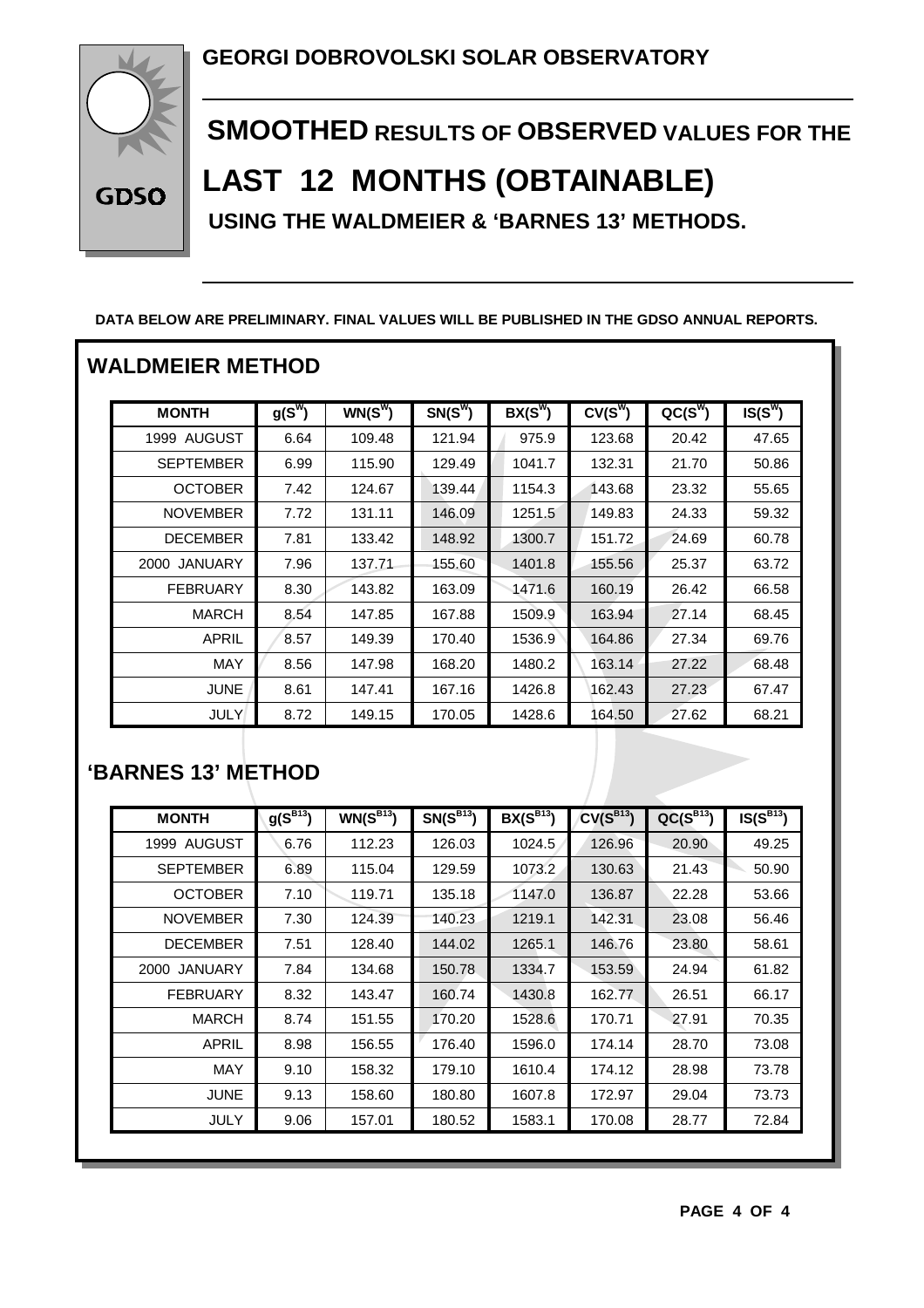# GEORGI DOBROVOLSKI SOLAR OBSERVATORY

## SMOOTHED RESULTS OF OBSERVED VALUES FOR THE LAST 12 MONTHS (OBTAINABLE) USING THE WALDMEIER & 'BARNES 13' METHODS.

**DATA BELOW ARE PRELIMINARY. FINAL VALUES WILL BE PUBLISHED IN THE GDSO ANNUAL REPORTS.**

## WALDMEIER METHOD

| MONTH | $g(S^W)$ | $WN(S^W)$ | $SN(S^W)$ | $BX(S^W)$ | $CV(S^W)$ | $QC(S^W)$ | $IS(S^W)$ |
|---|---|---|---|---|---|---|---|
| 1999 AUGUST | 6.64 | 109.48 | 121.94 | 975.9 | 123.68 | 20.42 | 47.65 |
| SEPTEMBER | 6.99 | 115.90 | 129.49 | 1041.7 | 132.31 | 21.70 | 50.86 |
| OCTOBER | 7.42 | 124.67 | 139.44 | 1154.3 | 143.68 | 23.32 | 55.65 |
| NOVEMBER | 7.72 | 131.11 | 146.09 | 1251.5 | 149.83 | 24.33 | 59.32 |
| DECEMBER | 7.81 | 133.42 | 148.92 | 1300.7 | 151.72 | 24.69 | 60.78 |
| 2000 JANUARY | 7.96 | 137.71 | 155.60 | 1401.8 | 155.56 | 25.37 | 63.72 |
| FEBRUARY | 8.30 | 143.82 | 163.09 | 1471.6 | 160.19 | 26.42 | 66.58 |
| MARCH | 8.54 | 147.85 | 167.88 | 1509.9 | 163.94 | 27.14 | 68.45 |
| APRIL | 8.57 | 149.39 | 170.40 | 1536.9 | 164.86 | 27.34 | 69.76 |
| MAY | 8.56 | 147.98 | 168.20 | 1480.2 | 163.14 | 27.22 | 68.48 |
| JUNE | 8.61 | 147.41 | 167.16 | 1426.8 | 162.43 | 27.23 | 67.47 |
| JULY | 8.72 | 149.15 | 170.05 | 1428.6 | 164.50 | 27.62 | 68.21 |

## 'BARNES 13' METHOD

| MONTH | $g(S^{B13})$ | $WN(S^{B13})$ | $SN(S^{B13})$ | $BX(S^{B13})$ | $CV(S^{B13})$ | $QC(S^{B13})$ | $IS(S^{B13})$ |
|---|---|---|---|---|---|---|---|
| 1999 AUGUST | 6.76 | 112.23 | 126.03 | 1024.5 | 126.96 | 20.90 | 49.25 |
| SEPTEMBER | 6.89 | 115.04 | 129.59 | 1073.2 | 130.63 | 21.43 | 50.90 |
| OCTOBER | 7.10 | 119.71 | 135.18 | 1147.0 | 136.87 | 22.28 | 53.66 |
| NOVEMBER | 7.30 | 124.39 | 140.23 | 1219.1 | 142.31 | 23.08 | 56.46 |
| DECEMBER | 7.51 | 128.40 | 144.02 | 1265.1 | 146.76 | 23.80 | 58.61 |
| 2000 JANUARY | 7.84 | 134.68 | 150.78 | 1334.7 | 153.59 | 24.94 | 61.82 |
| FEBRUARY | 8.32 | 143.47 | 160.74 | 1430.8 | 162.77 | 26.51 | 66.17 |
| MARCH | 8.74 | 151.55 | 170.20 | 1528.6 | 170.71 | 27.91 | 70.35 |
| APRIL | 8.98 | 156.55 | 176.40 | 1596.0 | 174.14 | 28.70 | 73.08 |
| MAY | 9.10 | 158.32 | 179.10 | 1610.4 | 174.12 | 28.98 | 73.78 |
| JUNE | 9.13 | 158.60 | 180.80 | 1607.8 | 172.97 | 29.04 | 73.73 |
| JULY | 9.06 | 157.01 | 180.52 | 1583.1 | 170.08 | 28.77 | 72.84 |